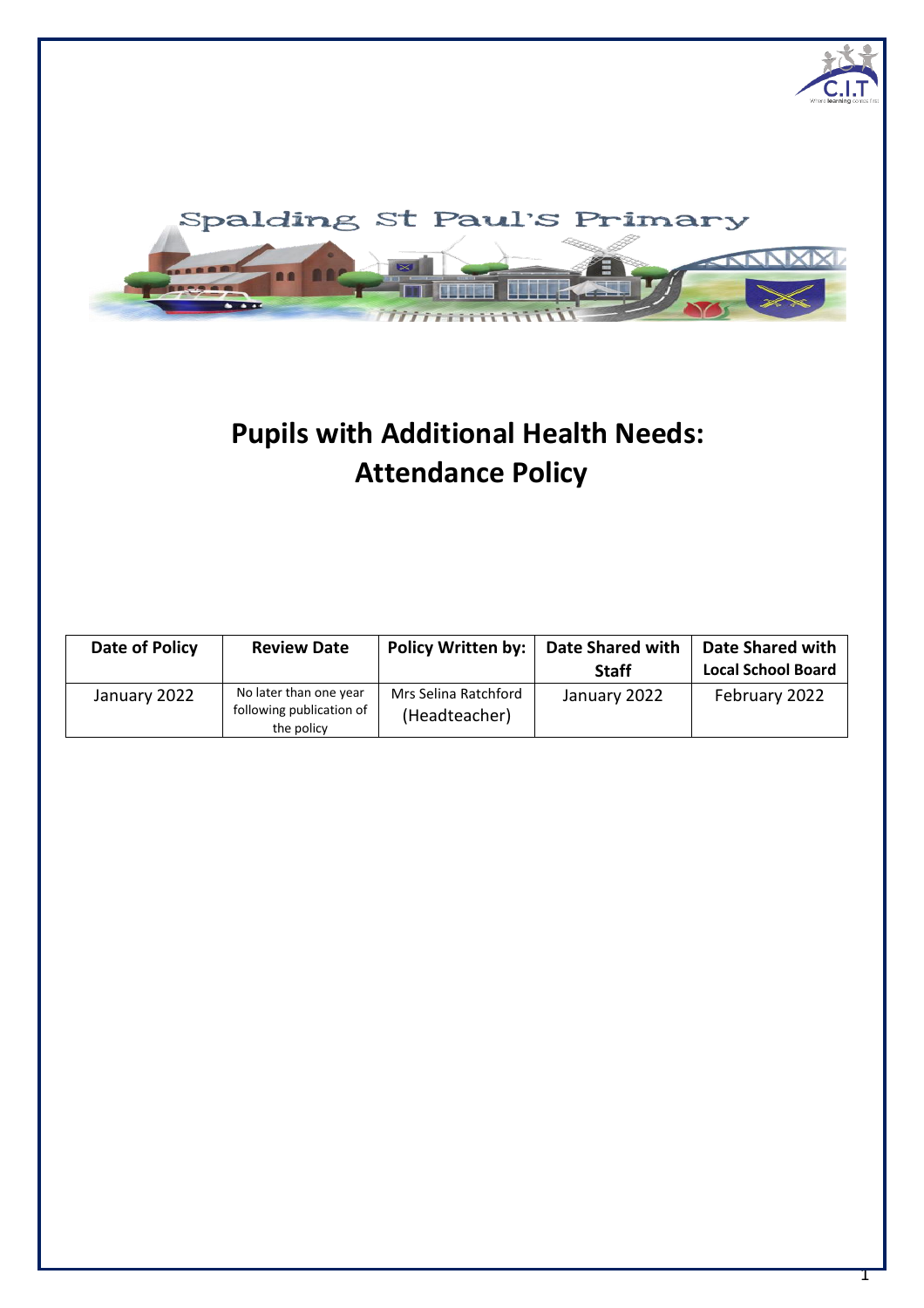Spalding St Paul's Primary

# Pupils with Additional Health Needs: Attendance Policy

| Date of Policy | Review Date | Policy Written by: | Date Shared with Staff | Date Shared with Local School Board |
|---|---|---|---|---|
| January 2022 | No later than one year following publication of the policy | Mrs Selina Ratchford (Headteacher) | January 2022 | February 2022 |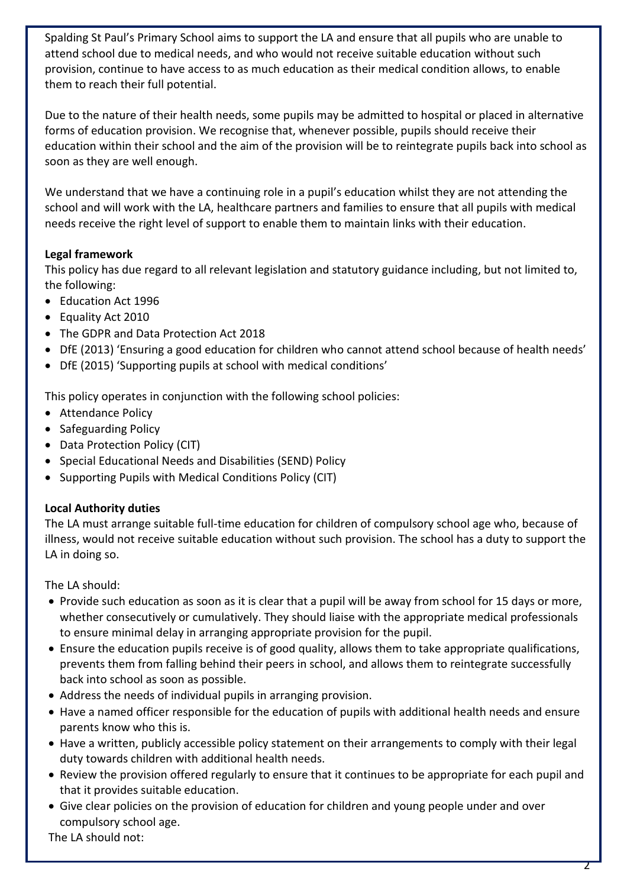Spalding St Paul's Primary School aims to support the LA and ensure that all pupils who are unable to attend school due to medical needs, and who would not receive suitable education without such provision, continue to have access to as much education as their medical condition allows, to enable them to reach their full potential.

Due to the nature of their health needs, some pupils may be admitted to hospital or placed in alternative forms of education provision. We recognise that, whenever possible, pupils should receive their education within their school and the aim of the provision will be to reintegrate pupils back into school as soon as they are well enough.

We understand that we have a continuing role in a pupil's education whilst they are not attending the school and will work with the LA, healthcare partners and families to ensure that all pupils with medical needs receive the right level of support to enable them to maintain links with their education.

**Legal framework**

This policy has due regard to all relevant legislation and statutory guidance including, but not limited to, the following:

- Education Act 1996
- Equality Act 2010
- The GDPR and Data Protection Act 2018
- DfE (2013) 'Ensuring a good education for children who cannot attend school because of health needs'
- DfE (2015) 'Supporting pupils at school with medical conditions'

This policy operates in conjunction with the following school policies:

- Attendance Policy
- Safeguarding Policy
- Data Protection Policy (CIT)
- Special Educational Needs and Disabilities (SEND) Policy
- Supporting Pupils with Medical Conditions Policy (CIT)

**Local Authority duties**

The LA must arrange suitable full-time education for children of compulsory school age who, because of illness, would not receive suitable education without such provision. The school has a duty to support the LA in doing so.

The LA should:

- Provide such education as soon as it is clear that a pupil will be away from school for 15 days or more, whether consecutively or cumulatively. They should liaise with the appropriate medical professionals to ensure minimal delay in arranging appropriate provision for the pupil.
- Ensure the education pupils receive is of good quality, allows them to take appropriate qualifications, prevents them from falling behind their peers in school, and allows them to reintegrate successfully back into school as soon as possible.
- Address the needs of individual pupils in arranging provision.
- Have a named officer responsible for the education of pupils with additional health needs and ensure parents know who this is.
- Have a written, publicly accessible policy statement on their arrangements to comply with their legal duty towards children with additional health needs.
- Review the provision offered regularly to ensure that it continues to be appropriate for each pupil and that it provides suitable education.
- Give clear policies on the provision of education for children and young people under and over compulsory school age.

The LA should not: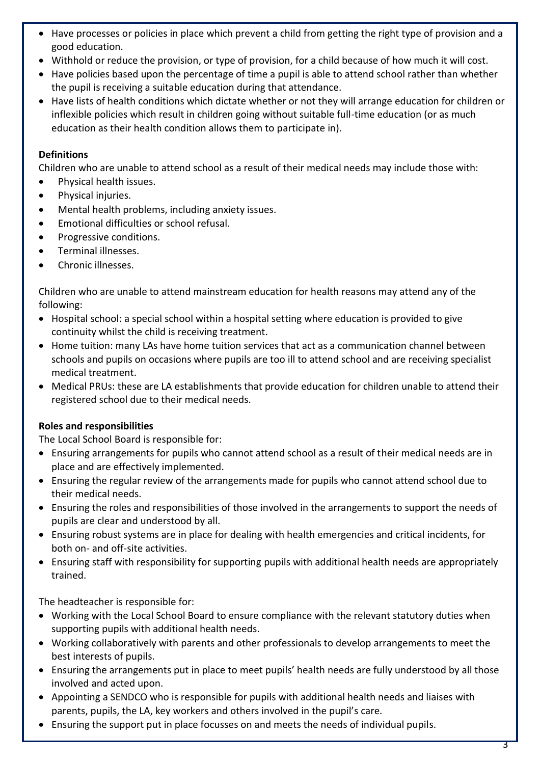- Have processes or policies in place which prevent a child from getting the right type of provision and a good education.
- Withhold or reduce the provision, or type of provision, for a child because of how much it will cost.
- Have policies based upon the percentage of time a pupil is able to attend school rather than whether the pupil is receiving a suitable education during that attendance.
- Have lists of health conditions which dictate whether or not they will arrange education for children or inflexible policies which result in children going without suitable full-time education (or as much education as their health condition allows them to participate in).

**Definitions**

Children who are unable to attend school as a result of their medical needs may include those with:

- Physical health issues.
- Physical injuries.
- Mental health problems, including anxiety issues.
- Emotional difficulties or school refusal.
- Progressive conditions.
- Terminal illnesses.
- Chronic illnesses.

Children who are unable to attend mainstream education for health reasons may attend any of the following:

- Hospital school: a special school within a hospital setting where education is provided to give continuity whilst the child is receiving treatment.
- Home tuition: many LAs have home tuition services that act as a communication channel between schools and pupils on occasions where pupils are too ill to attend school and are receiving specialist medical treatment.
- Medical PRUs: these are LA establishments that provide education for children unable to attend their registered school due to their medical needs.

**Roles and responsibilities**

The Local School Board is responsible for:

- Ensuring arrangements for pupils who cannot attend school as a result of their medical needs are in place and are effectively implemented.
- Ensuring the regular review of the arrangements made for pupils who cannot attend school due to their medical needs.
- Ensuring the roles and responsibilities of those involved in the arrangements to support the needs of pupils are clear and understood by all.
- Ensuring robust systems are in place for dealing with health emergencies and critical incidents, for both on- and off-site activities.
- Ensuring staff with responsibility for supporting pupils with additional health needs are appropriately trained.

The headteacher is responsible for:

- Working with the Local School Board to ensure compliance with the relevant statutory duties when supporting pupils with additional health needs.
- Working collaboratively with parents and other professionals to develop arrangements to meet the best interests of pupils.
- Ensuring the arrangements put in place to meet pupils' health needs are fully understood by all those involved and acted upon.
- Appointing a SENDCO who is responsible for pupils with additional health needs and liaises with parents, pupils, the LA, key workers and others involved in the pupil's care.
- Ensuring the support put in place focusses on and meets the needs of individual pupils.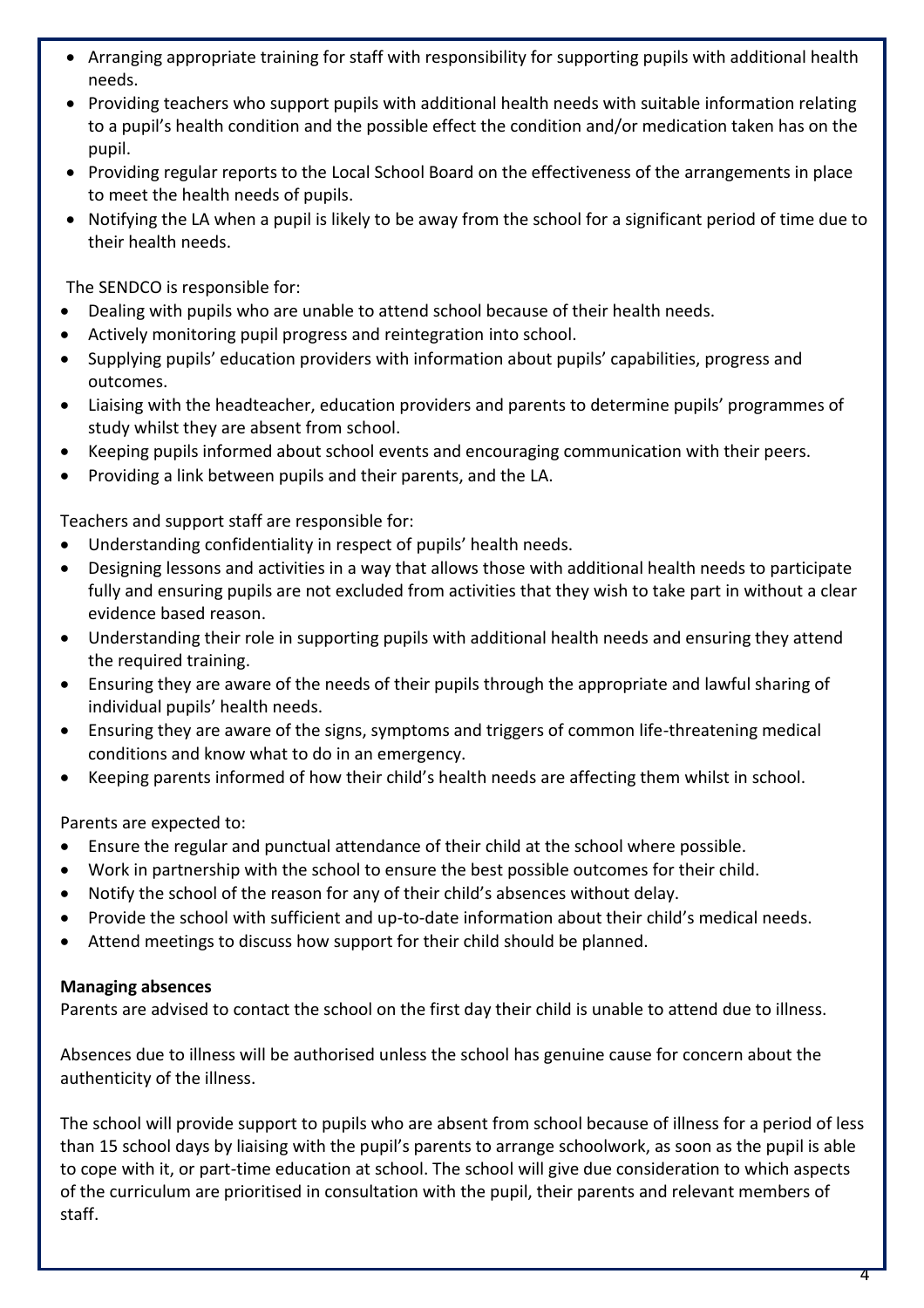- Arranging appropriate training for staff with responsibility for supporting pupils with additional health needs.
- Providing teachers who support pupils with additional health needs with suitable information relating to a pupil's health condition and the possible effect the condition and/or medication taken has on the pupil.
- Providing regular reports to the Local School Board on the effectiveness of the arrangements in place to meet the health needs of pupils.
- Notifying the LA when a pupil is likely to be away from the school for a significant period of time due to their health needs.

The SENDCO is responsible for:

- Dealing with pupils who are unable to attend school because of their health needs.
- Actively monitoring pupil progress and reintegration into school.
- Supplying pupils' education providers with information about pupils' capabilities, progress and outcomes.
- Liaising with the headteacher, education providers and parents to determine pupils' programmes of study whilst they are absent from school.
- Keeping pupils informed about school events and encouraging communication with their peers.
- Providing a link between pupils and their parents, and the LA.

Teachers and support staff are responsible for:

- Understanding confidentiality in respect of pupils' health needs.
- Designing lessons and activities in a way that allows those with additional health needs to participate fully and ensuring pupils are not excluded from activities that they wish to take part in without a clear evidence based reason.
- Understanding their role in supporting pupils with additional health needs and ensuring they attend the required training.
- Ensuring they are aware of the needs of their pupils through the appropriate and lawful sharing of individual pupils' health needs.
- Ensuring they are aware of the signs, symptoms and triggers of common life-threatening medical conditions and know what to do in an emergency.
- Keeping parents informed of how their child's health needs are affecting them whilst in school.

Parents are expected to:

- Ensure the regular and punctual attendance of their child at the school where possible.
- Work in partnership with the school to ensure the best possible outcomes for their child.
- Notify the school of the reason for any of their child's absences without delay.
- Provide the school with sufficient and up-to-date information about their child's medical needs.
- Attend meetings to discuss how support for their child should be planned.

**Managing absences**

Parents are advised to contact the school on the first day their child is unable to attend due to illness.

Absences due to illness will be authorised unless the school has genuine cause for concern about the authenticity of the illness.

The school will provide support to pupils who are absent from school because of illness for a period of less than 15 school days by liaising with the pupil's parents to arrange schoolwork, as soon as the pupil is able to cope with it, or part-time education at school. The school will give due consideration to which aspects of the curriculum are prioritised in consultation with the pupil, their parents and relevant members of staff.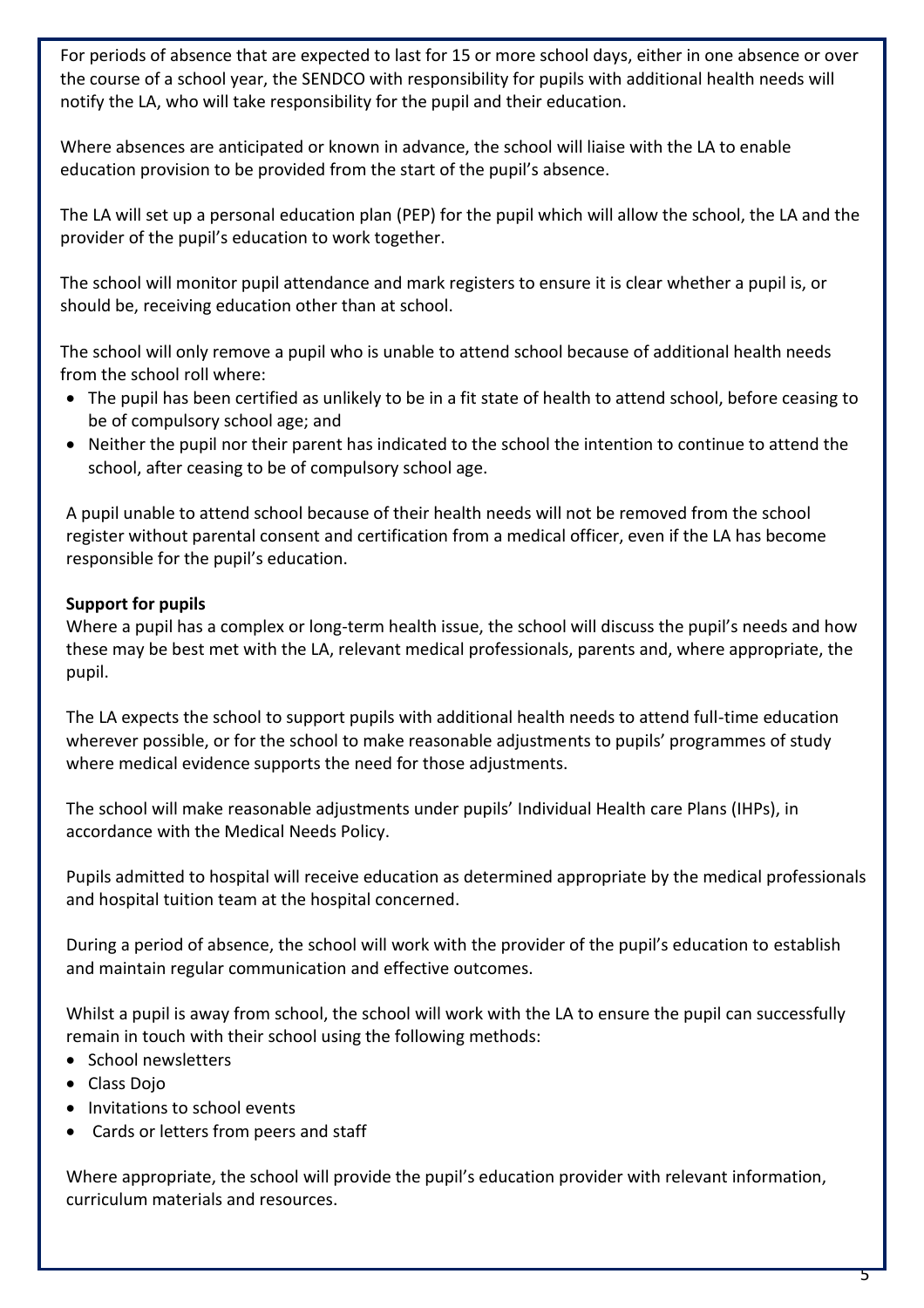For periods of absence that are expected to last for 15 or more school days, either in one absence or over the course of a school year, the SENDCO with responsibility for pupils with additional health needs will notify the LA, who will take responsibility for the pupil and their education.

Where absences are anticipated or known in advance, the school will liaise with the LA to enable education provision to be provided from the start of the pupil's absence.

The LA will set up a personal education plan (PEP) for the pupil which will allow the school, the LA and the provider of the pupil's education to work together.

The school will monitor pupil attendance and mark registers to ensure it is clear whether a pupil is, or should be, receiving education other than at school.

The school will only remove a pupil who is unable to attend school because of additional health needs from the school roll where:

- The pupil has been certified as unlikely to be in a fit state of health to attend school, before ceasing to be of compulsory school age; and
- Neither the pupil nor their parent has indicated to the school the intention to continue to attend the school, after ceasing to be of compulsory school age.

A pupil unable to attend school because of their health needs will not be removed from the school register without parental consent and certification from a medical officer, even if the LA has become responsible for the pupil's education.

**Support for pupils**

Where a pupil has a complex or long-term health issue, the school will discuss the pupil's needs and how these may be best met with the LA, relevant medical professionals, parents and, where appropriate, the pupil.

The LA expects the school to support pupils with additional health needs to attend full-time education wherever possible, or for the school to make reasonable adjustments to pupils' programmes of study where medical evidence supports the need for those adjustments.

The school will make reasonable adjustments under pupils' Individual Health care Plans (IHPs), in accordance with the Medical Needs Policy.

Pupils admitted to hospital will receive education as determined appropriate by the medical professionals and hospital tuition team at the hospital concerned.

During a period of absence, the school will work with the provider of the pupil's education to establish and maintain regular communication and effective outcomes.

Whilst a pupil is away from school, the school will work with the LA to ensure the pupil can successfully remain in touch with their school using the following methods:

- School newsletters
- Class Dojo
- Invitations to school events
- Cards or letters from peers and staff

Where appropriate, the school will provide the pupil's education provider with relevant information, curriculum materials and resources.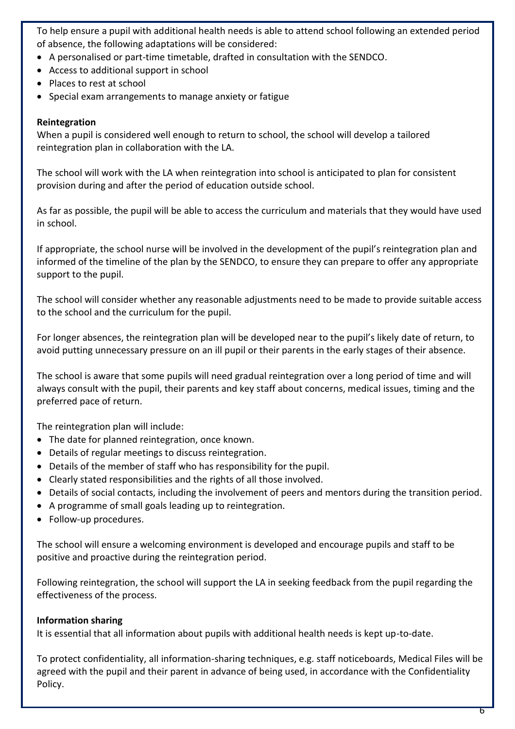To help ensure a pupil with additional health needs is able to attend school following an extended period of absence, the following adaptations will be considered:

- A personalised or part-time timetable, drafted in consultation with the SENDCO.
- Access to additional support in school
- Places to rest at school
- Special exam arrangements to manage anxiety or fatigue

**Reintegration**

When a pupil is considered well enough to return to school, the school will develop a tailored reintegration plan in collaboration with the LA.

The school will work with the LA when reintegration into school is anticipated to plan for consistent provision during and after the period of education outside school.

As far as possible, the pupil will be able to access the curriculum and materials that they would have used in school.

If appropriate, the school nurse will be involved in the development of the pupil's reintegration plan and informed of the timeline of the plan by the SENDCO, to ensure they can prepare to offer any appropriate support to the pupil.

The school will consider whether any reasonable adjustments need to be made to provide suitable access to the school and the curriculum for the pupil.

For longer absences, the reintegration plan will be developed near to the pupil's likely date of return, to avoid putting unnecessary pressure on an ill pupil or their parents in the early stages of their absence.

The school is aware that some pupils will need gradual reintegration over a long period of time and will always consult with the pupil, their parents and key staff about concerns, medical issues, timing and the preferred pace of return.

The reintegration plan will include:

- The date for planned reintegration, once known.
- Details of regular meetings to discuss reintegration.
- Details of the member of staff who has responsibility for the pupil.
- Clearly stated responsibilities and the rights of all those involved.
- Details of social contacts, including the involvement of peers and mentors during the transition period.
- A programme of small goals leading up to reintegration.
- Follow-up procedures.

The school will ensure a welcoming environment is developed and encourage pupils and staff to be positive and proactive during the reintegration period.

Following reintegration, the school will support the LA in seeking feedback from the pupil regarding the effectiveness of the process.

**Information sharing**

It is essential that all information about pupils with additional health needs is kept up-to-date.

To protect confidentiality, all information-sharing techniques, e.g. staff noticeboards, Medical Files will be agreed with the pupil and their parent in advance of being used, in accordance with the Confidentiality Policy.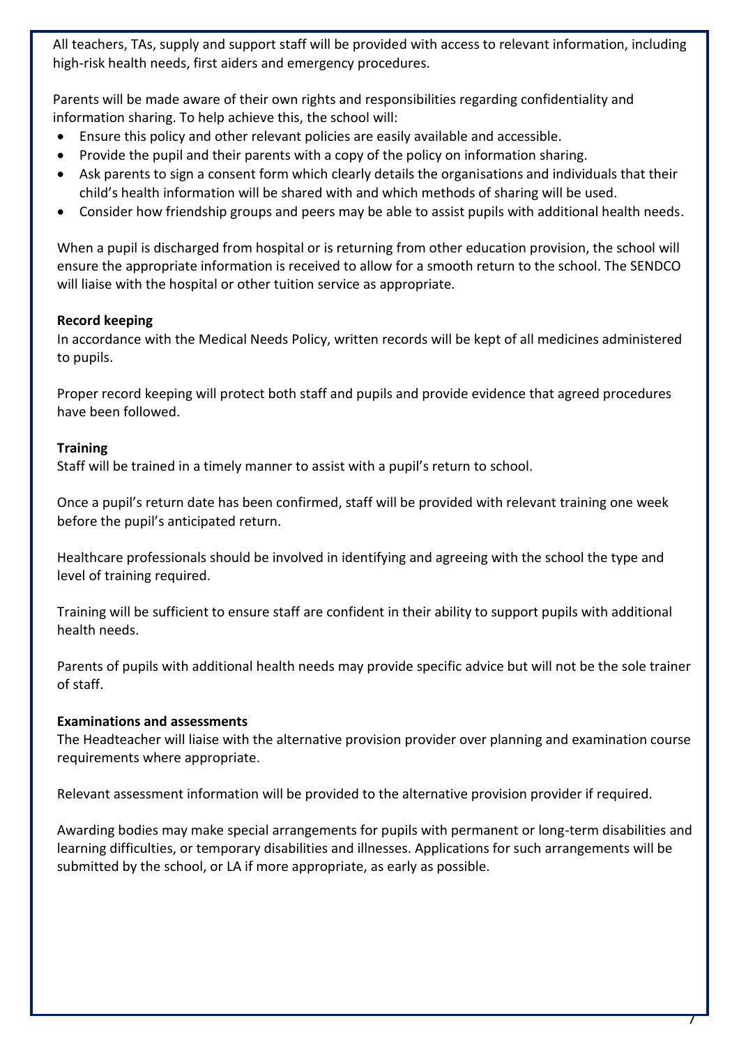All teachers, TAs, supply and support staff will be provided with access to relevant information, including high-risk health needs, first aiders and emergency procedures.

Parents will be made aware of their own rights and responsibilities regarding confidentiality and information sharing. To help achieve this, the school will:

- Ensure this policy and other relevant policies are easily available and accessible.
- Provide the pupil and their parents with a copy of the policy on information sharing.
- Ask parents to sign a consent form which clearly details the organisations and individuals that their child's health information will be shared with and which methods of sharing will be used.
- Consider how friendship groups and peers may be able to assist pupils with additional health needs.

When a pupil is discharged from hospital or is returning from other education provision, the school will ensure the appropriate information is received to allow for a smooth return to the school. The SENDCO will liaise with the hospital or other tuition service as appropriate.

**Record keeping**

In accordance with the Medical Needs Policy, written records will be kept of all medicines administered to pupils.

Proper record keeping will protect both staff and pupils and provide evidence that agreed procedures have been followed.

**Training**

Staff will be trained in a timely manner to assist with a pupil's return to school.

Once a pupil's return date has been confirmed, staff will be provided with relevant training one week before the pupil's anticipated return.

Healthcare professionals should be involved in identifying and agreeing with the school the type and level of training required.

Training will be sufficient to ensure staff are confident in their ability to support pupils with additional health needs.

Parents of pupils with additional health needs may provide specific advice but will not be the sole trainer of staff.

**Examinations and assessments**

The Headteacher will liaise with the alternative provision provider over planning and examination course requirements where appropriate.

Relevant assessment information will be provided to the alternative provision provider if required.

Awarding bodies may make special arrangements for pupils with permanent or long-term disabilities and learning difficulties, or temporary disabilities and illnesses. Applications for such arrangements will be submitted by the school, or LA if more appropriate, as early as possible.